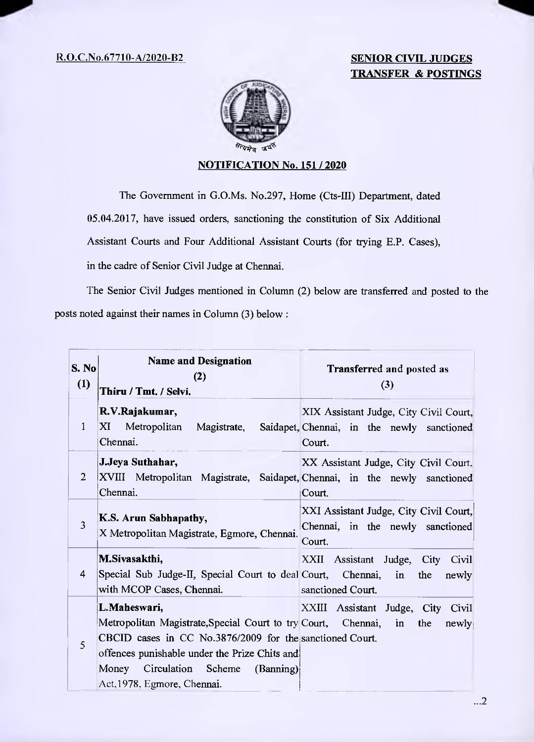R.O.C.No.67710-A/2020-B2

**SENIOR CIVIL JUDGES TRANSFER & POSTINGS**

सत्यमेव जयते

## NOTIFICATION No. 151 / 2020

The Government in G.O.Ms. No.297, Home (Cts-III) Department, dated 05.04.2017, have issued orders, sanctioning the constitution of Six Additional Assistant Courts and Four Additional Assistant Courts (for trying E.P. Cases), in the cadre of Senior Civil Judge at Chennai.

The Senior Civil Judges mentioned in Column (2) below are transferred and posted to the posts noted against their names in Column (3) below :

| S. No (1) | Name and Designation (2) Thiru / Tmt. / Selvi. | Transferred and posted as (3) |
|---|---|---|
| 1 | **R.V.Rajakumar,** XI Metropolitan Magistrate, Saidapet, Chennai. | XIX Assistant Judge, City Civil Court, Chennai, in the newly sanctioned Court. |
| 2 | **J.Jeya Suthahar,** XVIII Metropolitan Magistrate, Saidapet, Chennai. | XX Assistant Judge, City Civil Court, Chennai, in the newly sanctioned Court. |
| 3 | **K.S. Arun Sabhapathy,** X Metropolitan Magistrate, Egmore, Chennai. | XXI Assistant Judge, City Civil Court, Chennai, in the newly sanctioned Court. |
| 4 | **M.Sivasakthi,** Special Sub Judge-II, Special Court to deal with MCOP Cases, Chennai. | XXII Assistant Judge, City Civil Court, Chennai, in the newly sanctioned Court. |
| 5 | **L.Maheswari,** Metropolitan Magistrate,Special Court to try CBCID cases in CC No.3876/2009 for the offences punishable under the Prize Chits and Money Circulation Scheme (Banning) Act,1978, Egmore, Chennai. | XXIII Assistant Judge, City Civil Court, Chennai, in the newly sanctioned Court. |

...2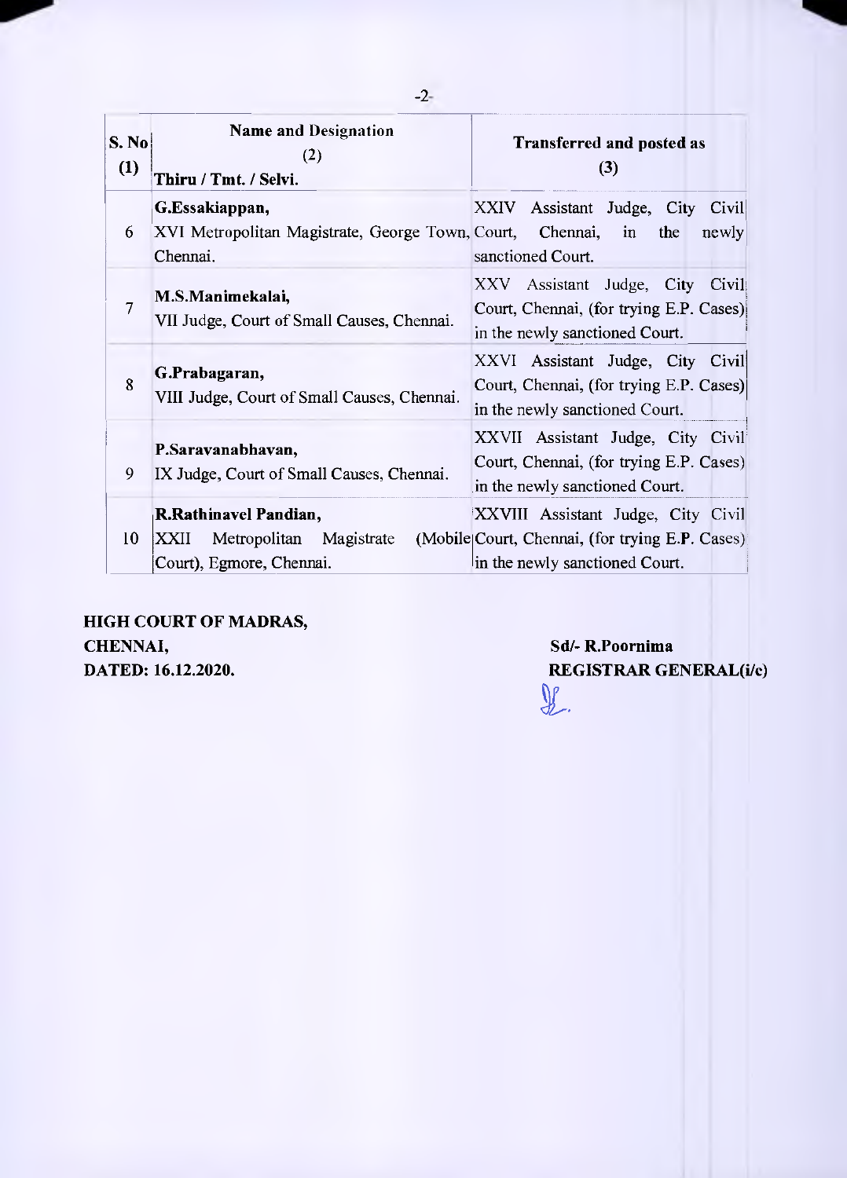| S. No (1) | Name and Designation (2) Thiru / Tmt. / Selvi. | Transferred and posted as (3) |
|---|---|---|
| 6 | **G.Essakiappan,** XVI Metropolitan Magistrate, George Town, Chennai. | XXIV Assistant Judge, City Civil Court, Chennai, in the newly sanctioned Court. |
| 7 | **M.S.Manimekalai,** VII Judge, Court of Small Causes, Chennai. | XXV Assistant Judge, City Civil Court, Chennai, (for trying E.P. Cases) in the newly sanctioned Court. |
| 8 | **G.Prabagaran,** VIII Judge, Court of Small Causes, Chennai. | XXVI Assistant Judge, City Civil Court, Chennai, (for trying E.P. Cases) in the newly sanctioned Court. |
| 9 | **P.Saravanabhavan,** IX Judge, Court of Small Causes, Chennai. | XXVII Assistant Judge, City Civil Court, Chennai, (for trying E.P. Cases) in the newly sanctioned Court. |
| 10 | **R.Rathinavel Pandian,** XXII Metropolitan Magistrate (Mobile Court), Egmore, Chennai. | XXVIII Assistant Judge, City Civil Court, Chennai, (for trying E.P. Cases) in the newly sanctioned Court. |

**HIGH COURT OF MADRAS,**
**CHENNAI,**
**DATED: 16.12.2020.**

**Sd/- R.Poornima**
**REGISTRAR GENERAL(i/c)**